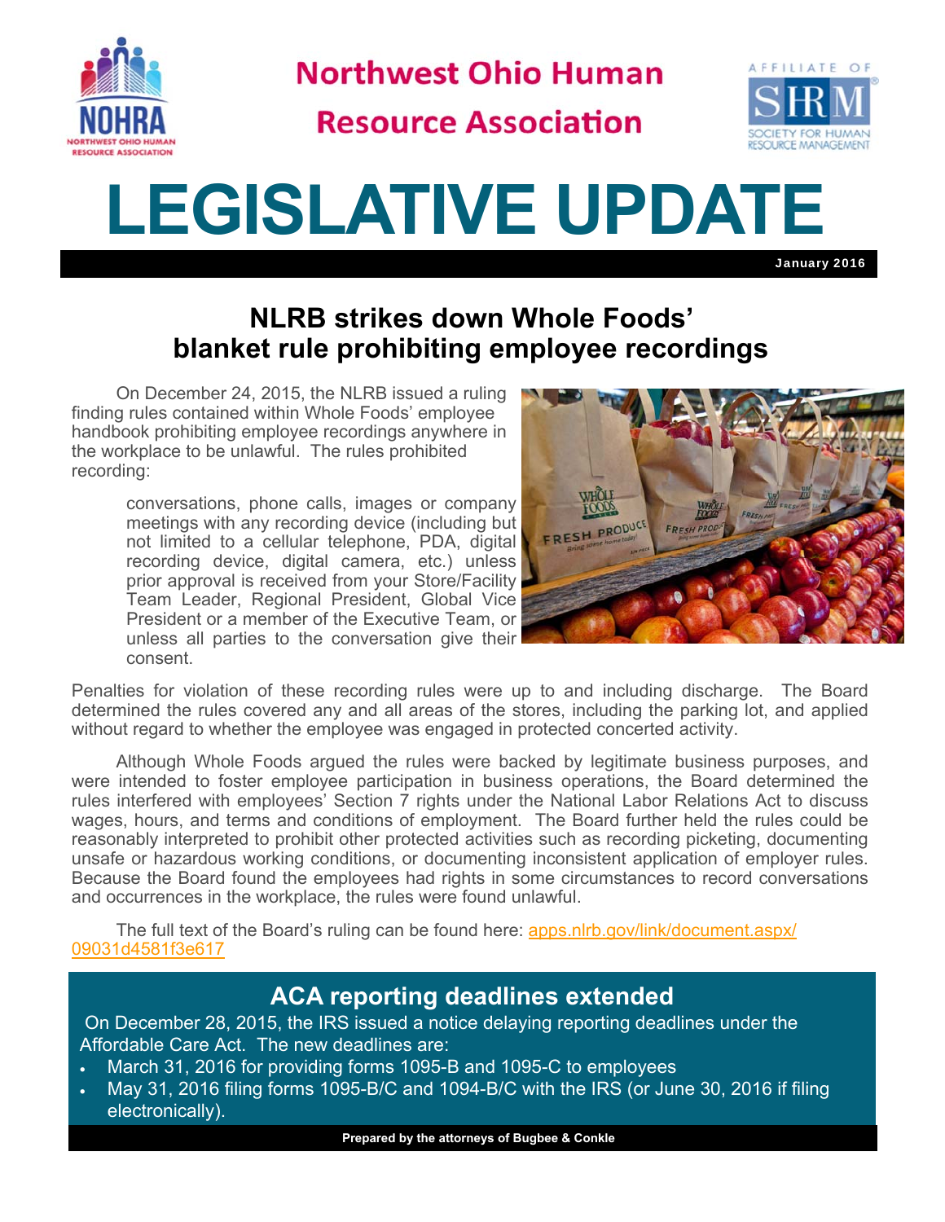Northwest Ohio Human Resource Association

# LEGISLATIVE UPDATE

January 2016

## NLRB strikes down Whole Foods' blanket rule prohibiting employee recordings

On December 24, 2015, the NLRB issued a ruling finding rules contained within Whole Foods' employee handbook prohibiting employee recordings anywhere in the workplace to be unlawful. The rules prohibited recording:

> conversations, phone calls, images or company meetings with any recording device (including but not limited to a cellular telephone, PDA, digital recording device, digital camera, etc.) unless prior approval is received from your Store/Facility Team Leader, Regional President, Global Vice President or a member of the Executive Team, or unless all parties to the conversation give their consent.

Penalties for violation of these recording rules were up to and including discharge. The Board determined the rules covered any and all areas of the stores, including the parking lot, and applied without regard to whether the employee was engaged in protected concerted activity.

Although Whole Foods argued the rules were backed by legitimate business purposes, and were intended to foster employee participation in business operations, the Board determined the rules interfered with employees' Section 7 rights under the National Labor Relations Act to discuss wages, hours, and terms and conditions of employment. The Board further held the rules could be reasonably interpreted to prohibit other protected activities such as recording picketing, documenting unsafe or hazardous working conditions, or documenting inconsistent application of employer rules. Because the Board found the employees had rights in some circumstances to record conversations and occurrences in the workplace, the rules were found unlawful.

The full text of the Board's ruling can be found here: apps.nlrb.gov/link/document.aspx/09031d4581f3e617

## ACA reporting deadlines extended

On December 28, 2015, the IRS issued a notice delaying reporting deadlines under the Affordable Care Act. The new deadlines are:

- March 31, 2016 for providing forms 1095-B and 1095-C to employees
- May 31, 2016 filing forms 1095-B/C and 1094-B/C with the IRS (or June 30, 2016 if filing electronically).

**Prepared by the attorneys of Bugbee & Conkle**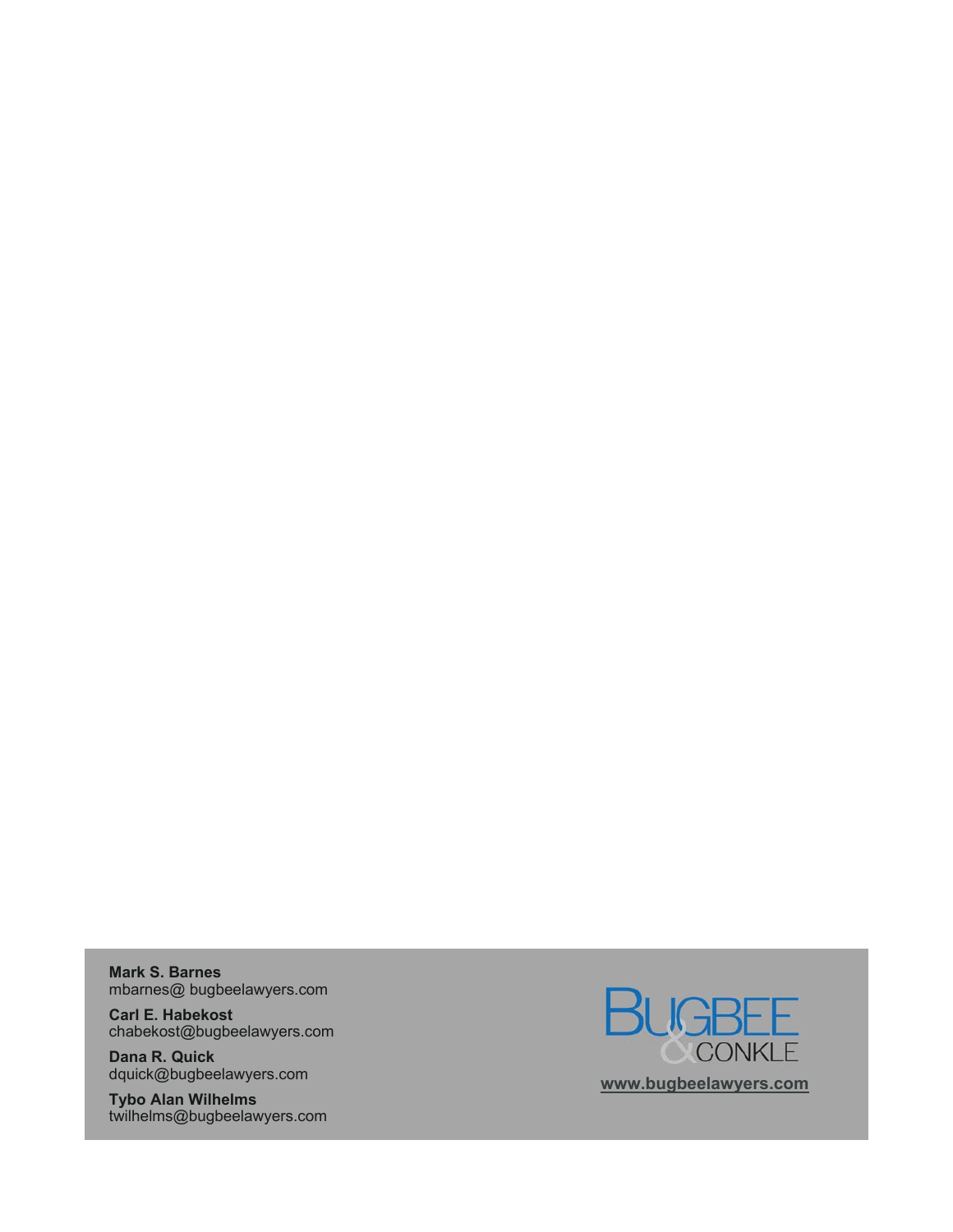**Mark S. Barnes**
mbarnes@ bugbeelawyers.com

**Carl E. Habekost**
chabekost@bugbeelawyers.com

**Dana R. Quick**
dquick@bugbeelawyers.com

**Tybo Alan Wilhelms**
twilhelms@bugbeelawyers.com

BUGBEE & CONKLE

**www.bugbeelawyers.com**